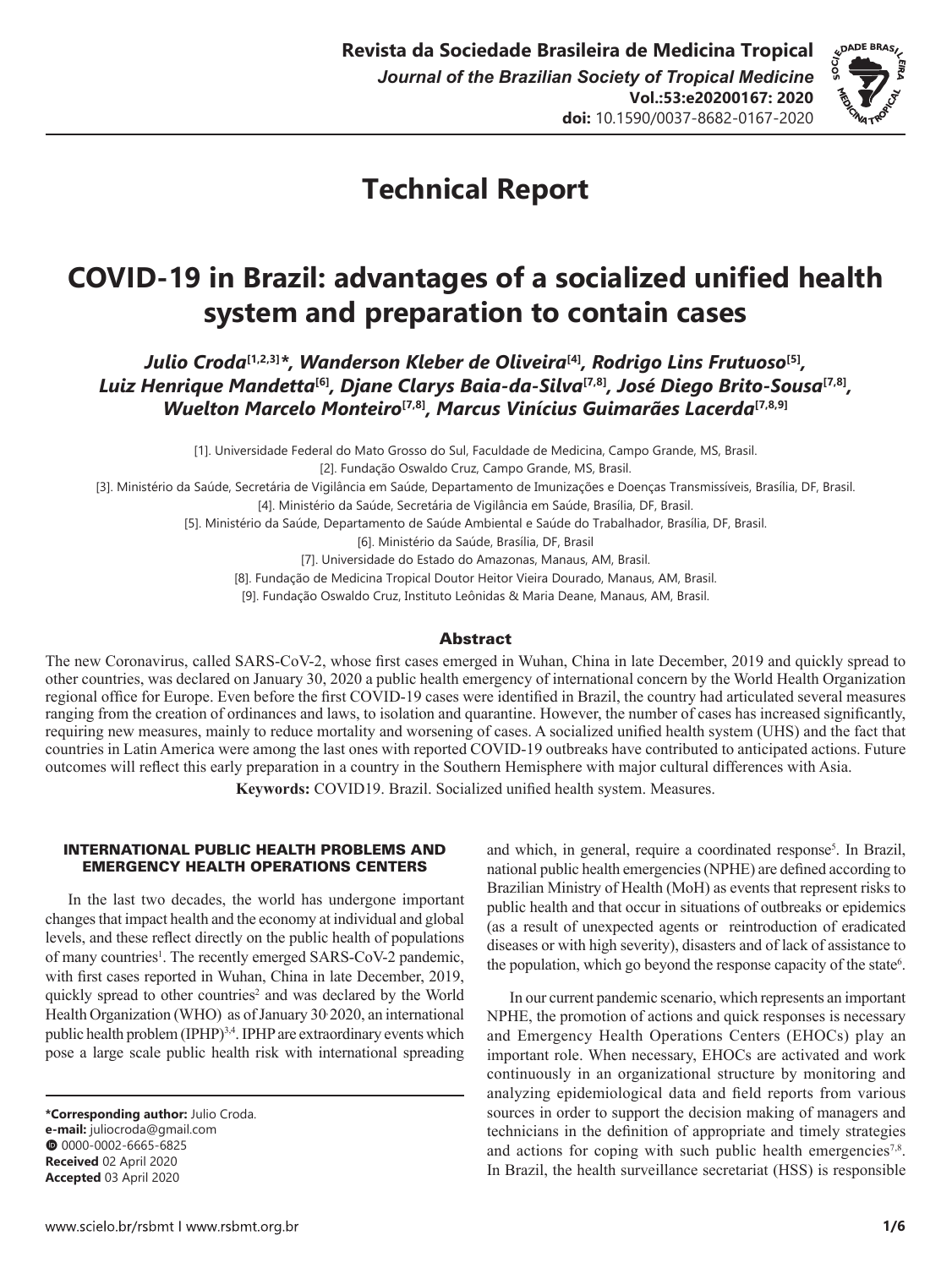## Technical Report

# COVID-19 in Brazil: advantages of a socialized unified health system and preparation to contain cases

*Julio Croda[1,2,3]\*, Wanderson Kleber de Oliveira[4], Rodrigo Lins Frutuoso[5], Luiz Henrique Mandetta[6], Djane Clarys Baia-da-Silva[7,8], José Diego Brito-Sousa[7,8], Wuelton Marcelo Monteiro[7,8], Marcus Vinícius Guimarães Lacerda[7,8,9]*

[1]. Universidade Federal do Mato Grosso do Sul, Faculdade de Medicina, Campo Grande, MS, Brasil.
[2]. Fundação Oswaldo Cruz, Campo Grande, MS, Brasil.
[3]. Ministério da Saúde, Secretária de Vigilância em Saúde, Departamento de Imunizações e Doenças Transmissíveis, Brasília, DF, Brasil.
[4]. Ministério da Saúde, Secretária de Vigilância em Saúde, Brasília, DF, Brasil.
[5]. Ministério da Saúde, Departamento de Saúde Ambiental e Saúde do Trabalhador, Brasília, DF, Brasil.
[6]. Ministério da Saúde, Brasília, DF, Brasil
[7]. Universidade do Estado do Amazonas, Manaus, AM, Brasil.
[8]. Fundação de Medicina Tropical Doutor Heitor Vieira Dourado, Manaus, AM, Brasil.
[9]. Fundação Oswaldo Cruz, Instituto Leônidas & Maria Deane, Manaus, AM, Brasil.

## Abstract

The new Coronavirus, called SARS-CoV-2, whose first cases emerged in Wuhan, China in late December, 2019 and quickly spread to other countries, was declared on January 30, 2020 a public health emergency of international concern by the World Health Organization regional office for Europe. Even before the first COVID-19 cases were identified in Brazil, the country had articulated several measures ranging from the creation of ordinances and laws, to isolation and quarantine. However, the number of cases has increased significantly, requiring new measures, mainly to reduce mortality and worsening of cases. A socialized unified health system (UHS) and the fact that countries in Latin America were among the last ones with reported COVID-19 outbreaks have contributed to anticipated actions. Future outcomes will reflect this early preparation in a country in the Southern Hemisphere with major cultural differences with Asia.

**Keywords:** COVID19. Brazil. Socialized unified health system. Measures.

### INTERNATIONAL PUBLIC HEALTH PROBLEMS AND EMERGENCY HEALTH OPERATIONS CENTERS

In the last two decades, the world has undergone important changes that impact health and the economy at individual and global levels, and these reflect directly on the public health of populations of many countries[1]. The recently emerged SARS-CoV-2 pandemic, with first cases reported in Wuhan, China in late December, 2019, quickly spread to other countries[2] and was declared by the World Health Organization (WHO) as of January 30 2020, an international public health problem (IPHP)[3,4]. IPHP are extraordinary events which pose a large scale public health risk with international spreading and which, in general, require a coordinated response[5]. In Brazil, national public health emergencies (NPHE) are defined according to Brazilian Ministry of Health (MoH) as events that represent risks to public health and that occur in situations of outbreaks or epidemics (as a result of unexpected agents or reintroduction of eradicated diseases or with high severity), disasters and of lack of assistance to the population, which go beyond the response capacity of the state[6].

In our current pandemic scenario, which represents an important NPHE, the promotion of actions and quick responses is necessary and Emergency Health Operations Centers (EHOCs) play an important role. When necessary, EHOCs are activated and work continuously in an organizational structure by monitoring and analyzing epidemiological data and field reports from various sources in order to support the decision making of managers and technicians in the definition of appropriate and timely strategies and actions for coping with such public health emergencies[7,8]. In Brazil, the health surveillance secretariat (HSS) is responsible

**\*Corresponding author:** Julio Croda.
**e-mail:** juliocroda@gmail.com
0000-0002-6665-6825
**Received** 02 April 2020
**Accepted** 03 April 2020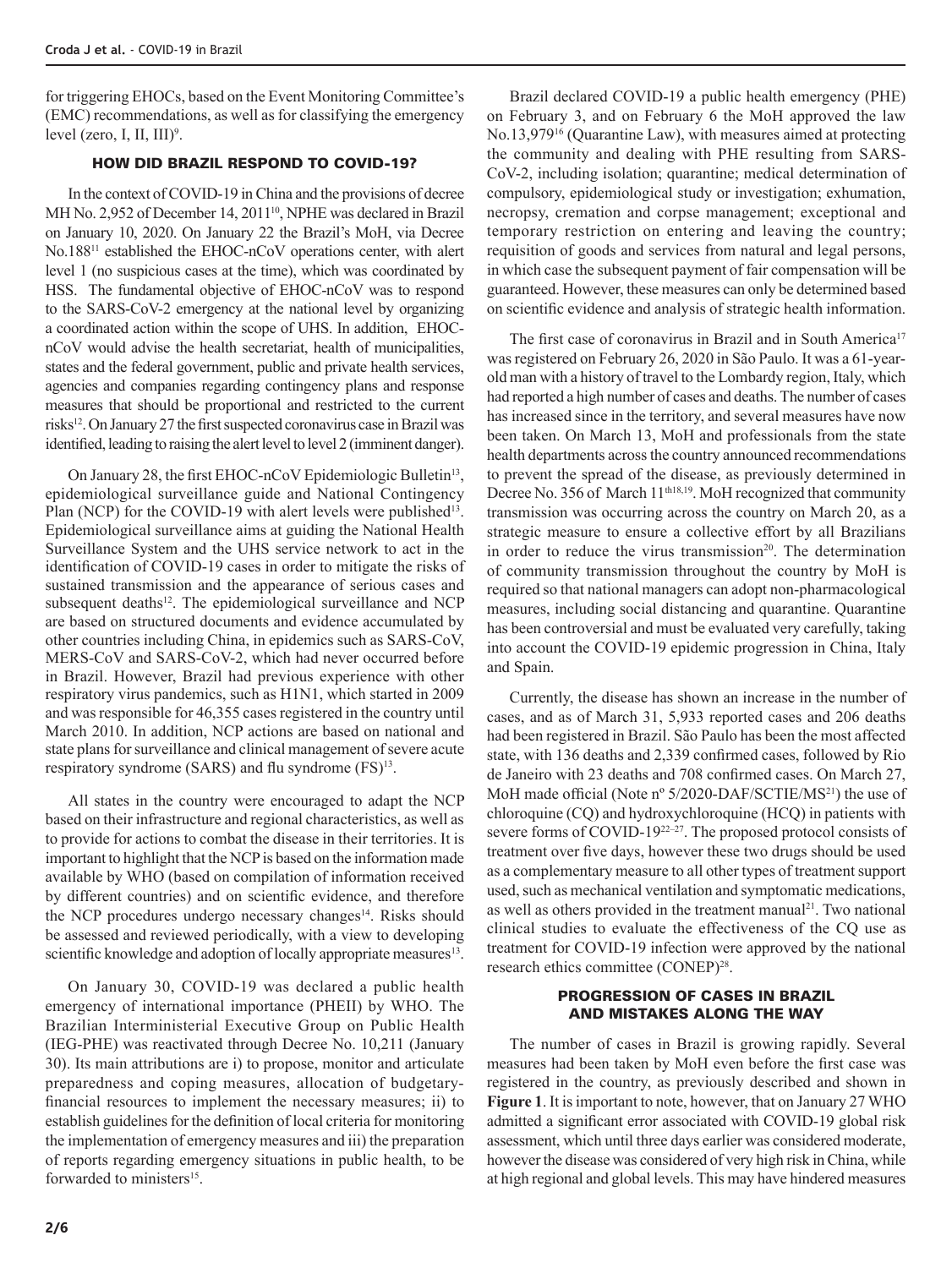for triggering EHOCs, based on the Event Monitoring Committee's (EMC) recommendations, as well as for classifying the emergency level (zero, I, II, III)[9].

## HOW DID BRAZIL RESPOND TO COVID-19?

In the context of COVID-19 in China and the provisions of decree MH No. 2,952 of December 14, 2011[10], NPHE was declared in Brazil on January 10, 2020. On January 22 the Brazil's MoH, via Decree No.188[11] established the EHOC-nCoV operations center, with alert level 1 (no suspicious cases at the time), which was coordinated by HSS. The fundamental objective of EHOC-nCoV was to respond to the SARS-CoV-2 emergency at the national level by organizing a coordinated action within the scope of UHS. In addition, EHOC-nCoV would advise the health secretariat, health of municipalities, states and the federal government, public and private health services, agencies and companies regarding contingency plans and response measures that should be proportional and restricted to the current risks[12]. On January 27 the first suspected coronavirus case in Brazil was identified, leading to raising the alert level to level 2 (imminent danger).

On January 28, the first EHOC-nCoV Epidemiologic Bulletin[13], epidemiological surveillance guide and National Contingency Plan (NCP) for the COVID-19 with alert levels were published[13]. Epidemiological surveillance aims at guiding the National Health Surveillance System and the UHS service network to act in the identification of COVID-19 cases in order to mitigate the risks of sustained transmission and the appearance of serious cases and subsequent deaths[12]. The epidemiological surveillance and NCP are based on structured documents and evidence accumulated by other countries including China, in epidemics such as SARS-CoV, MERS-CoV and SARS-CoV-2, which had never occurred before in Brazil. However, Brazil had previous experience with other respiratory virus pandemics, such as H1N1, which started in 2009 and was responsible for 46,355 cases registered in the country until March 2010. In addition, NCP actions are based on national and state plans for surveillance and clinical management of severe acute respiratory syndrome (SARS) and flu syndrome (FS)[13].

All states in the country were encouraged to adapt the NCP based on their infrastructure and regional characteristics, as well as to provide for actions to combat the disease in their territories. It is important to highlight that the NCP is based on the information made available by WHO (based on compilation of information received by different countries) and on scientific evidence, and therefore the NCP procedures undergo necessary changes[14]. Risks should be assessed and reviewed periodically, with a view to developing scientific knowledge and adoption of locally appropriate measures[13].

On January 30, COVID-19 was declared a public health emergency of international importance (PHEII) by WHO. The Brazilian Interministerial Executive Group on Public Health (IEG-PHE) was reactivated through Decree No. 10,211 (January 30). Its main attributions are i) to propose, monitor and articulate preparedness and coping measures, allocation of budgetary-financial resources to implement the necessary measures; ii) to establish guidelines for the definition of local criteria for monitoring the implementation of emergency measures and iii) the preparation of reports regarding emergency situations in public health, to be forwarded to ministers[15].

Brazil declared COVID-19 a public health emergency (PHE) on February 3, and on February 6 the MoH approved the law No.13,979[16] (Quarantine Law), with measures aimed at protecting the community and dealing with PHE resulting from SARS-CoV-2, including isolation; quarantine; medical determination of compulsory, epidemiological study or investigation; exhumation, necropsy, cremation and corpse management; exceptional and temporary restriction on entering and leaving the country; requisition of goods and services from natural and legal persons, in which case the subsequent payment of fair compensation will be guaranteed. However, these measures can only be determined based on scientific evidence and analysis of strategic health information.

The first case of coronavirus in Brazil and in South America[17] was registered on February 26, 2020 in São Paulo. It was a 61-year-old man with a history of travel to the Lombardy region, Italy, which had reported a high number of cases and deaths. The number of cases has increased since in the territory, and several measures have now been taken. On March 13, MoH and professionals from the state health departments across the country announced recommendations to prevent the spread of the disease, as previously determined in Decree No. 356 of March 11th[18,19]. MoH recognized that community transmission was occurring across the country on March 20, as a strategic measure to ensure a collective effort by all Brazilians in order to reduce the virus transmission[20]. The determination of community transmission throughout the country by MoH is required so that national managers can adopt non-pharmacological measures, including social distancing and quarantine. Quarantine has been controversial and must be evaluated very carefully, taking into account the COVID-19 epidemic progression in China, Italy and Spain.

Currently, the disease has shown an increase in the number of cases, and as of March 31, 5,933 reported cases and 206 deaths had been registered in Brazil. São Paulo has been the most affected state, with 136 deaths and 2,339 confirmed cases, followed by Rio de Janeiro with 23 deaths and 708 confirmed cases. On March 27, MoH made official (Note nº 5/2020-DAF/SCTIE/MS[21]) the use of chloroquine (CQ) and hydroxychloroquine (HCQ) in patients with severe forms of COVID-19[22–27]. The proposed protocol consists of treatment over five days, however these two drugs should be used as a complementary measure to all other types of treatment support used, such as mechanical ventilation and symptomatic medications, as well as others provided in the treatment manual[21]. Two national clinical studies to evaluate the effectiveness of the CQ use as treatment for COVID-19 infection were approved by the national research ethics committee (CONEP)[28].

## PROGRESSION OF CASES IN BRAZIL AND MISTAKES ALONG THE WAY

The number of cases in Brazil is growing rapidly. Several measures had been taken by MoH even before the first case was registered in the country, as previously described and shown in **Figure 1**. It is important to note, however, that on January 27 WHO admitted a significant error associated with COVID-19 global risk assessment, which until three days earlier was considered moderate, however the disease was considered of very high risk in China, while at high regional and global levels. This may have hindered measures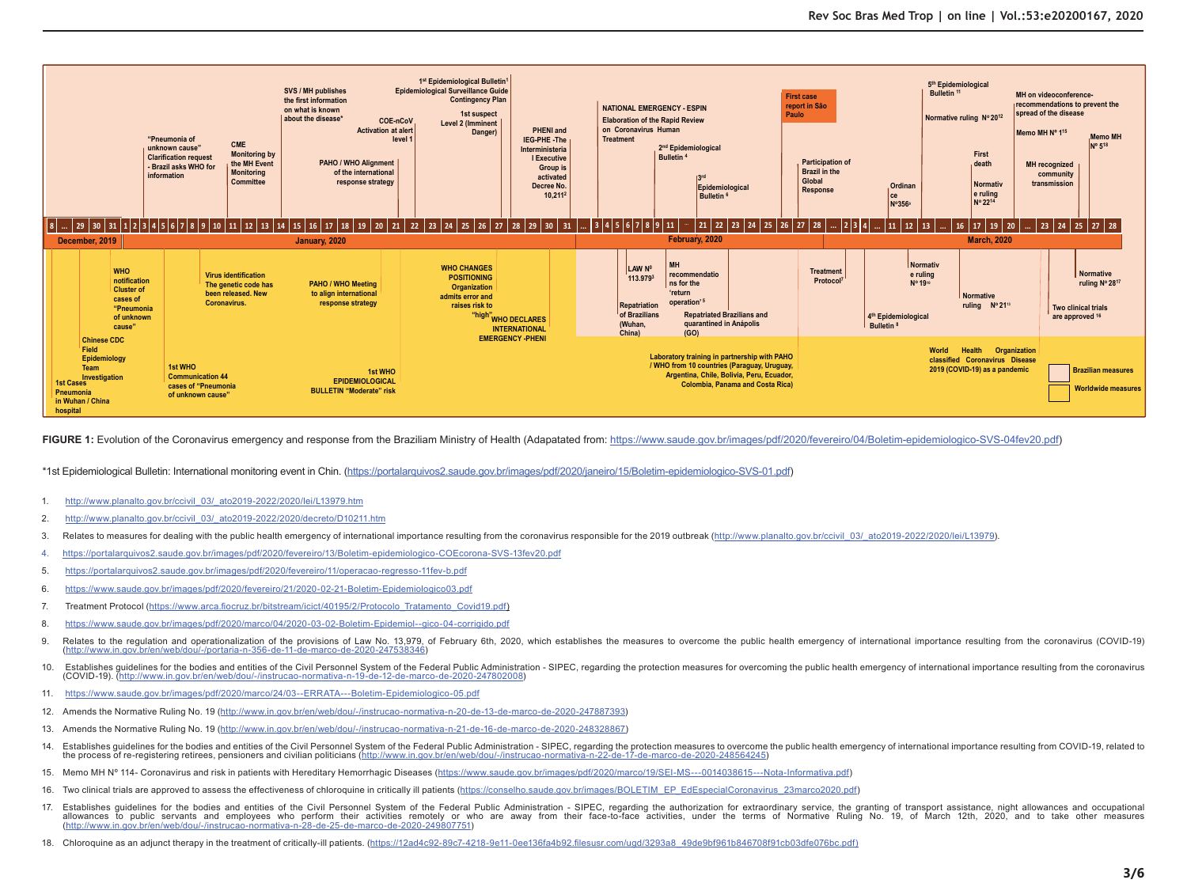**FIGURE 1:** Evolution of the Coronavirus emergency and response from the Braziliam Ministry of Health (Adapatated from: https://www.saude.gov.br/images/pdf/2020/fevereiro/04/Boletim-epidemiologico-SVS-04fev20.pdf)

*1st Epidemiological Bulletin: International monitoring event in Chin. (https://portalarquivos2.saude.gov.br/images/pdf/2020/janeiro/15/Boletim-epidemiologico-SVS-01.pdf)

1. http://www.planalto.gov.br/ccivil_03/_ato2019-2022/2020/lei/L13979.htm
2. http://www.planalto.gov.br/ccivil_03/_ato2019-2022/2020/decreto/D10211.htm
3. Relates to measures for dealing with the public health emergency of international importance resulting from the coronavirus responsible for the 2019 outbreak (http://www.planalto.gov.br/ccivil_03/_ato2019-2022/2020/lei/L13979).
4. https://portalarquivos2.saude.gov.br/images/pdf/2020/fevereiro/13/Boletim-epidemiologico-COEcorona-SVS-13fev20.pdf
5. https://portalarquivos2.saude.gov.br/images/pdf/2020/fevereiro/11/operacao-regresso-11fev-b.pdf
6. https://www.saude.gov.br/images/pdf/2020/fevereiro/21/2020-02-21-Boletim-Epidemiologico03.pdf
7. Treatment Protocol (https://www.arca.fiocruz.br/bitstream/icict/40195/2/Protocolo_Tratamento_Covid19.pdf)
8. https://www.saude.gov.br/images/pdf/2020/marco/04/2020-03-02-Boletim-Epidemiol--gico-04-corrigido.pdf
9. Relates to the regulation and operationalization of the provisions of Law No. 13,979, of February 6th, 2020, which establishes the measures to overcome the public health emergency of international importance resulting from the coronavirus (COVID-19) (http://www.in.gov.br/en/web/dou/-/portaria-n-356-de-11-de-marco-de-2020-247538346)
10. Establishes guidelines for the bodies and entities of the Civil Personnel System of the Federal Public Administration - SIPEC, regarding the protection measures for overcoming the public health emergency of international importance resulting from the coronavirus (COVID-19). (http://www.in.gov.br/en/web/dou/-/instrucao-normativa-n-19-de-12-de-marco-de-2020-247802008)
11. https://www.saude.gov.br/images/pdf/2020/marco/24/03--ERRATA---Boletim-Epidemiologico-05.pdf
12. Amends the Normative Ruling No. 19 (http://www.in.gov.br/en/web/dou/-/instrucao-normativa-n-20-de-13-de-marco-de-2020-247887393)
13. Amends the Normative Ruling No. 19 (http://www.in.gov.br/en/web/dou/-/instrucao-normativa-n-21-de-16-de-marco-de-2020-248328867)
14. Establishes guidelines for the bodies and entities of the Civil Personnel System of the Federal Public Administration - SIPEC, regarding the protection measures to overcome the public health emergency of international importance resulting from COVID-19, related to the process of re-registering retirees, pensioners and civilian politicians (http://www.in.gov.br/en/web/dou/-/instrucao-normativa-n-22-de-17-de-marco-de-2020-248564245)
15. Memo MH Nº 114- Coronavirus and risk in patients with Hereditary Hemorrhagic Diseases (https://www.saude.gov.br/images/pdf/2020/marco/19/SEI-MS---0014038615---Nota-Informativa.pdf)
16. Two clinical trials are approved to assess the effectiveness of chloroquine in critically ill patients (https://conselho.saude.gov.br/images/BOLETIM_EP_EdEspecialCoronavirus_23marco2020.pdf)
17. Establishes guidelines for the bodies and entities of the Civil Personnel System of the Federal Public Administration - SIPEC, regarding the authorization for extraordinary service, the granting of transport assistance, night allowances and occupational allowances to public servants and employees who perform their activities remotely or who are away from their face-to-face activities, under the terms of Normative Ruling No. 19, of March 12th, 2020, and to take other measures (http://www.in.gov.br/en/web/dou/-/instrucao-normativa-n-28-de-25-de-marco-de-2020-249807751)
18. Chloroquine as an adjunct therapy in the treatment of critically-ill patients. (https://12ad4c92-89c7-4218-9e11-0ee136fa4b92.filesusr.com/ugd/3293a8_49de9bf961b846708f91cb03dfe076bc.pdf)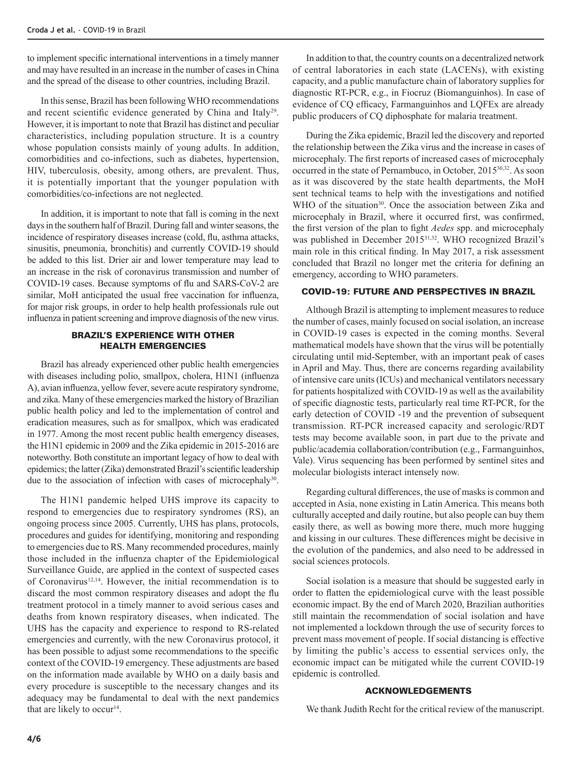to implement specific international interventions in a timely manner and may have resulted in an increase in the number of cases in China and the spread of the disease to other countries, including Brazil.

In this sense, Brazil has been following WHO recommendations and recent scientific evidence generated by China and Italy[29]. However, it is important to note that Brazil has distinct and peculiar characteristics, including population structure. It is a country whose population consists mainly of young adults. In addition, comorbidities and co-infections, such as diabetes, hypertension, HIV, tuberculosis, obesity, among others, are prevalent. Thus, it is potentially important that the younger population with comorbidities/co-infections are not neglected.

In addition, it is important to note that fall is coming in the next days in the southern half of Brazil. During fall and winter seasons, the incidence of respiratory diseases increase (cold, flu, asthma attacks, sinusitis, pneumonia, bronchitis) and currently COVID-19 should be added to this list. Drier air and lower temperature may lead to an increase in the risk of coronavirus transmission and number of COVID-19 cases. Because symptoms of flu and SARS-CoV-2 are similar, MoH anticipated the usual free vaccination for influenza, for major risk groups, in order to help health professionals rule out influenza in patient screening and improve diagnosis of the new virus.

## BRAZIL'S EXPERIENCE WITH OTHER HEALTH EMERGENCIES

Brazil has already experienced other public health emergencies with diseases including polio, smallpox, cholera, H1N1 (influenza A), avian influenza, yellow fever, severe acute respiratory syndrome, and zika. Many of these emergencies marked the history of Brazilian public health policy and led to the implementation of control and eradication measures, such as for smallpox, which was eradicated in 1977. Among the most recent public health emergency diseases, the H1N1 epidemic in 2009 and the Zika epidemic in 2015-2016 are noteworthy. Both constitute an important legacy of how to deal with epidemics; the latter (Zika) demonstrated Brazil's scientific leadership due to the association of infection with cases of microcephaly[30].

The H1N1 pandemic helped UHS improve its capacity to respond to emergencies due to respiratory syndromes (RS), an ongoing process since 2005. Currently, UHS has plans, protocols, procedures and guides for identifying, monitoring and responding to emergencies due to RS. Many recommended procedures, mainly those included in the influenza chapter of the Epidemiological Surveillance Guide, are applied in the context of suspected cases of Coronavirus[12,14]. However, the initial recommendation is to discard the most common respiratory diseases and adopt the flu treatment protocol in a timely manner to avoid serious cases and deaths from known respiratory diseases, when indicated. The UHS has the capacity and experience to respond to RS-related emergencies and currently, with the new Coronavirus protocol, it has been possible to adjust some recommendations to the specific context of the COVID-19 emergency. These adjustments are based on the information made available by WHO on a daily basis and every procedure is susceptible to the necessary changes and its adequacy may be fundamental to deal with the next pandemics that are likely to occur[14].

In addition to that, the country counts on a decentralized network of central laboratories in each state (LACENs), with existing capacity, and a public manufacture chain of laboratory supplies for diagnostic RT-PCR, e.g., in Fiocruz (Biomanguinhos). In case of evidence of CQ efficacy, Farmanguinhos and LQFEx are already public producers of CQ diphosphate for malaria treatment.

During the Zika epidemic, Brazil led the discovery and reported the relationship between the Zika virus and the increase in cases of microcephaly. The first reports of increased cases of microcephaly occurred in the state of Pernambuco, in October, 2015[30,32]. As soon as it was discovered by the state health departments, the MoH sent technical teams to help with the investigations and notified WHO of the situation[30]. Once the association between Zika and microcephaly in Brazil, where it occurred first, was confirmed, the first version of the plan to fight *Aedes* spp. and microcephaly was published in December 2015[31,32]. WHO recognized Brazil's main role in this critical finding. In May 2017, a risk assessment concluded that Brazil no longer met the criteria for defining an emergency, according to WHO parameters.

## COVID-19: FUTURE AND PERSPECTIVES IN BRAZIL

Although Brazil is attempting to implement measures to reduce the number of cases, mainly focused on social isolation, an increase in COVID-19 cases is expected in the coming months. Several mathematical models have shown that the virus will be potentially circulating until mid-September, with an important peak of cases in April and May. Thus, there are concerns regarding availability of intensive care units (ICUs) and mechanical ventilators necessary for patients hospitalized with COVID-19 as well as the availability of specific diagnostic tests, particularly real time RT-PCR, for the early detection of COVID -19 and the prevention of subsequent transmission. RT-PCR increased capacity and serologic/RDT tests may become available soon, in part due to the private and public/academia collaboration/contribution (e.g., Farmanguinhos, Vale). Virus sequencing has been performed by sentinel sites and molecular biologists interact intensely now.

Regarding cultural differences, the use of masks is common and accepted in Asia, none existing in Latin America. This means both culturally accepted and daily routine, but also people can buy them easily there, as well as bowing more there, much more hugging and kissing in our cultures. These differences might be decisive in the evolution of the pandemics, and also need to be addressed in social sciences protocols.

Social isolation is a measure that should be suggested early in order to flatten the epidemiological curve with the least possible economic impact. By the end of March 2020, Brazilian authorities still maintain the recommendation of social isolation and have not implemented a lockdown through the use of security forces to prevent mass movement of people. If social distancing is effective by limiting the public's access to essential services only, the economic impact can be mitigated while the current COVID-19 epidemic is controlled.

## ACKNOWLEDGEMENTS

We thank Judith Recht for the critical review of the manuscript.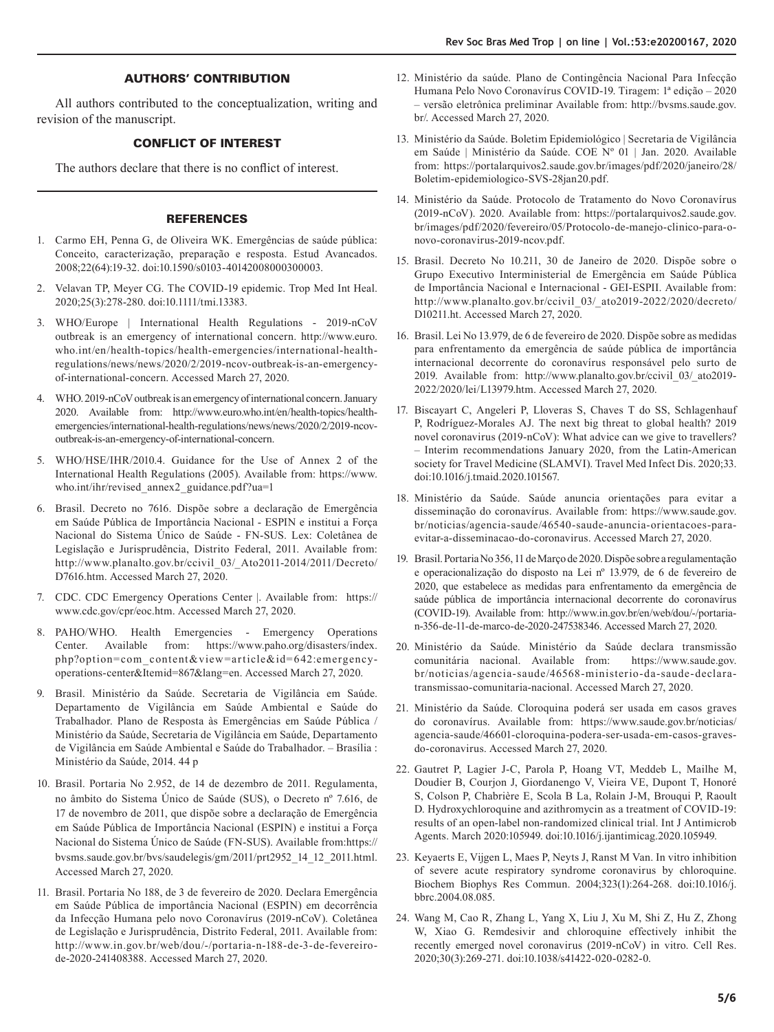## AUTHORS' CONTRIBUTION

All authors contributed to the conceptualization, writing and revision of the manuscript.

## CONFLICT OF INTEREST

The authors declare that there is no conflict of interest.

## REFERENCES

1. Carmo EH, Penna G, de Oliveira WK. Emergências de saúde pública: Conceito, caracterização, preparação e resposta. Estud Avancados. 2008;22(64):19-32. doi:10.1590/s0103-40142008000300003.
2. Velavan TP, Meyer CG. The COVID-19 epidemic. Trop Med Int Heal. 2020;25(3):278-280. doi:10.1111/tmi.13383.
3. WHO/Europe | International Health Regulations - 2019-nCoV outbreak is an emergency of international concern. http://www.euro.who.int/en/health-topics/health-emergencies/international-health-regulations/news/news/2020/2/2019-ncov-outbreak-is-an-emergency-of-international-concern. Accessed March 27, 2020.
4. WHO. 2019-nCoV outbreak is an emergency of international concern. January 2020. Available from: http://www.euro.who.int/en/health-topics/health-emergencies/international-health-regulations/news/news/2020/2/2019-ncov-outbreak-is-an-emergency-of-international-concern.
5. WHO/HSE/IHR/2010.4. Guidance for the Use of Annex 2 of the International Health Regulations (2005). Available from: https://www.who.int/ihr/revised_annex2_guidance.pdf?ua=1
6. Brasil. Decreto no 7616. Dispõe sobre a declaração de Emergência em Saúde Pública de Importância Nacional - ESPIN e institui a Força Nacional do Sistema Único de Saúde - FN-SUS. Lex: Coletânea de Legislação e Jurisprudência, Distrito Federal, 2011. Available from: http://www.planalto.gov.br/ccivil_03/_Ato2011-2014/2011/Decreto/D7616.htm. Accessed March 27, 2020.
7. CDC. CDC Emergency Operations Center |. Available from: https://www.cdc.gov/cpr/eoc.htm. Accessed March 27, 2020.
8. PAHO/WHO. Health Emergencies - Emergency Operations Center. Available from: https://www.paho.org/disasters/index.php?option=com_content&view=article&id=642:emergency-operations-center&Itemid=867&lang=en. Accessed March 27, 2020.
9. Brasil. Ministério da Saúde. Secretaria de Vigilância em Saúde. Departamento de Vigilância em Saúde Ambiental e Saúde do Trabalhador. Plano de Resposta às Emergências em Saúde Pública / Ministério da Saúde, Secretaria de Vigilância em Saúde, Departamento de Vigilância em Saúde Ambiental e Saúde do Trabalhador. – Brasília : Ministério da Saúde, 2014. 44 p
10. Brasil. Portaria No 2.952, de 14 de dezembro de 2011. Regulamenta, no âmbito do Sistema Único de Saúde (SUS), o Decreto nº 7.616, de 17 de novembro de 2011, que dispõe sobre a declaração de Emergência em Saúde Pública de Importância Nacional (ESPIN) e institui a Força Nacional do Sistema Único de Saúde (FN-SUS). Available from:https://bvsms.saude.gov.br/bvs/saudelegis/gm/2011/prt2952_14_12_2011.html. Accessed March 27, 2020.
11. Brasil. Portaria No 188, de 3 de fevereiro de 2020. Declara Emergência em Saúde Pública de importância Nacional (ESPIN) em decorrência da Infecção Humana pelo novo Coronavírus (2019-nCoV). Coletânea de Legislação e Jurisprudência, Distrito Federal, 2011. Available from: http://www.in.gov.br/web/dou/-/portaria-n-188-de-3-de-fevereiro-de-2020-241408388. Accessed March 27, 2020.
12. Ministério da saúde. Plano de Contingência Nacional Para Infecção Humana Pelo Novo Coronavírus COVID-19. Tiragem: 1ª edição – 2020 – versão eletrônica preliminar Available from: http://bvsms.saude.gov.br/. Accessed March 27, 2020.
13. Ministério da Saúde. Boletim Epidemiológico | Secretaria de Vigilância em Saúde | Ministério da Saúde. COE Nº 01 | Jan. 2020. Available from: https://portalarquivos2.saude.gov.br/images/pdf/2020/janeiro/28/Boletim-epidemiologico-SVS-28jan20.pdf.
14. Ministério da Saúde. Protocolo de Tratamento do Novo Coronavírus (2019-nCoV). 2020. Available from: https://portalarquivos2.saude.gov.br/images/pdf/2020/fevereiro/05/Protocolo-de-manejo-clinico-para-o-novo-coronavirus-2019-ncov.pdf.
15. Brasil. Decreto No 10.211, 30 de Janeiro de 2020. Dispõe sobre o Grupo Executivo Interministerial de Emergência em Saúde Pública de Importância Nacional e Internacional - GEI-ESPII. Available from: http://www.planalto.gov.br/ccivil_03/_ato2019-2022/2020/decreto/D10211.ht. Accessed March 27, 2020.
16. Brasil. Lei No 13.979, de 6 de fevereiro de 2020. Dispõe sobre as medidas para enfrentamento da emergência de saúde pública de importância internacional decorrente do coronavírus responsável pelo surto de 2019. Available from: http://www.planalto.gov.br/ccivil_03/_ato2019-2022/2020/lei/L13979.htm. Accessed March 27, 2020.
17. Biscayart C, Angeleri P, Lloveras S, Chaves T do SS, Schlagenhauf P, Rodríguez-Morales AJ. The next big threat to global health? 2019 novel coronavirus (2019-nCoV): What advice can we give to travellers? – Interim recommendations January 2020, from the Latin-American society for Travel Medicine (SLAMVI). Travel Med Infect Dis. 2020;33. doi:10.1016/j.tmaid.2020.101567.
18. Ministério da Saúde. Saúde anuncia orientações para evitar a disseminação do coronavírus. Available from: https://www.saude.gov.br/noticias/agencia-saude/46540-saude-anuncia-orientacoes-para-evitar-a-disseminacao-do-coronavirus. Accessed March 27, 2020.
19. Brasil. Portaria No 356, 11 de Março de 2020. Dispõe sobre a regulamentação e operacionalização do disposto na Lei nº 13.979, de 6 de fevereiro de 2020, que estabelece as medidas para enfrentamento da emergência de saúde pública de importância internacional decorrente do coronavírus (COVID-19). Available from: http://www.in.gov.br/en/web/dou/-/portaria-n-356-de-11-de-marco-de-2020-247538346. Accessed March 27, 2020.
20. Ministério da Saúde. Ministério da Saúde declara transmissão comunitária nacional. Available from: https://www.saude.gov.br/noticias/agencia-saude/46568-ministerio-da-saude-declara-transmissao-comunitaria-nacional. Accessed March 27, 2020.
21. Ministério da Saúde. Cloroquina poderá ser usada em casos graves do coronavírus. Available from: https://www.saude.gov.br/noticias/agencia-saude/46601-cloroquina-podera-ser-usada-em-casos-graves-do-coronavirus. Accessed March 27, 2020.
22. Gautret P, Lagier J-C, Parola P, Hoang VT, Meddeb L, Mailhe M, Doudier B, Courjon J, Giordanengo V, Vieira VE, Dupont T, Honoré S, Colson P, Chabrière E, Scola B La, Rolain J-M, Brouqui P, Raoult D. Hydroxychloroquine and azithromycin as a treatment of COVID-19: results of an open-label non-randomized clinical trial. Int J Antimicrob Agents. March 2020:105949. doi:10.1016/j.ijantimicag.2020.105949.
23. Keyaerts E, Vijgen L, Maes P, Neyts J, Ranst M Van. In vitro inhibition of severe acute respiratory syndrome coronavirus by chloroquine. Biochem Biophys Res Commun. 2004;323(1):264-268. doi:10.1016/j.bbrc.2004.08.085.
24. Wang M, Cao R, Zhang L, Yang X, Liu J, Xu M, Shi Z, Hu Z, Zhong W, Xiao G. Remdesivir and chloroquine effectively inhibit the recently emerged novel coronavirus (2019-nCoV) in vitro. Cell Res. 2020;30(3):269-271. doi:10.1038/s41422-020-0282-0.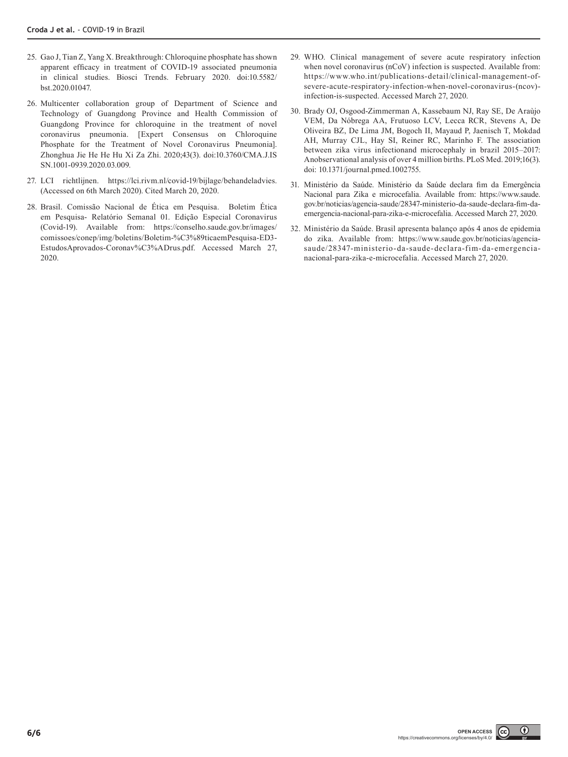25. Gao J, Tian Z, Yang X. Breakthrough: Chloroquine phosphate has shown apparent efficacy in treatment of COVID-19 associated pneumonia in clinical studies. Biosci Trends. February 2020. doi:10.5582/bst.2020.01047.

26. Multicenter collaboration group of Department of Science and Technology of Guangdong Province and Health Commission of Guangdong Province for chloroquine in the treatment of novel coronavirus pneumonia. [Expert Consensus on Chloroquine Phosphate for the Treatment of Novel Coronavirus Pneumonia]. Zhonghua Jie He He Hu Xi Za Zhi. 2020;43(3). doi:10.3760/CMA.J.ISSN.1001-0939.2020.03.009.

27. LCI richtlijnen. https://lci.rivm.nl/covid-19/bijlage/behandeladvies. (Accessed on 6th March 2020). Cited March 20, 2020.

28. Brasil. Comissão Nacional de Ética em Pesquisa. Boletim Ética em Pesquisa- Relatório Semanal 01. Edição Especial Coronavirus (Covid-19). Available from: https://conselho.saude.gov.br/images/comissoes/conep/img/boletins/Boletim-%C3%89ticaemPesquisa-ED3-EstudosAprovados-Coronav%C3%ADrus.pdf. Accessed March 27, 2020.

29. WHO. Clinical management of severe acute respiratory infection when novel coronavirus (nCoV) infection is suspected. Available from: https://www.who.int/publications-detail/clinical-management-of-severe-acute-respiratory-infection-when-novel-coronavirus-(ncov)-infection-is-suspected. Accessed March 27, 2020.

30. Brady OJ, Osgood-Zimmerman A, Kassebaum NJ, Ray SE, De Araùjo VEM, Da Nóbrega AA, Frutuoso LCV, Lecca RCR, Stevens A, De Oliveira BZ, De Lima JM, Bogoch II, Mayaud P, Jaenisch T, Mokdad AH, Murray CJL, Hay SI, Reiner RC, Marinho F. The association between zika virus infectionand microcephaly in brazil 2015–2017: Anobservational analysis of over 4 million births. PLoS Med. 2019;16(3). doi: 10.1371/journal.pmed.1002755.

31. Ministério da Saúde. Ministério da Saúde declara fim da Emergência Nacional para Zika e microcefalia. Available from: https://www.saude.gov.br/noticias/agencia-saude/28347-ministerio-da-saude-declara-fim-da-emergencia-nacional-para-zika-e-microcefalia. Accessed March 27, 2020.

32. Ministério da Saúde. Brasil apresenta balanço após 4 anos de epidemia do zika. Available from: https://www.saude.gov.br/noticias/agencia-saude/28347-ministerio-da-saude-declara-fim-da-emergencia-nacional-para-zika-e-microcefalia. Accessed March 27, 2020.